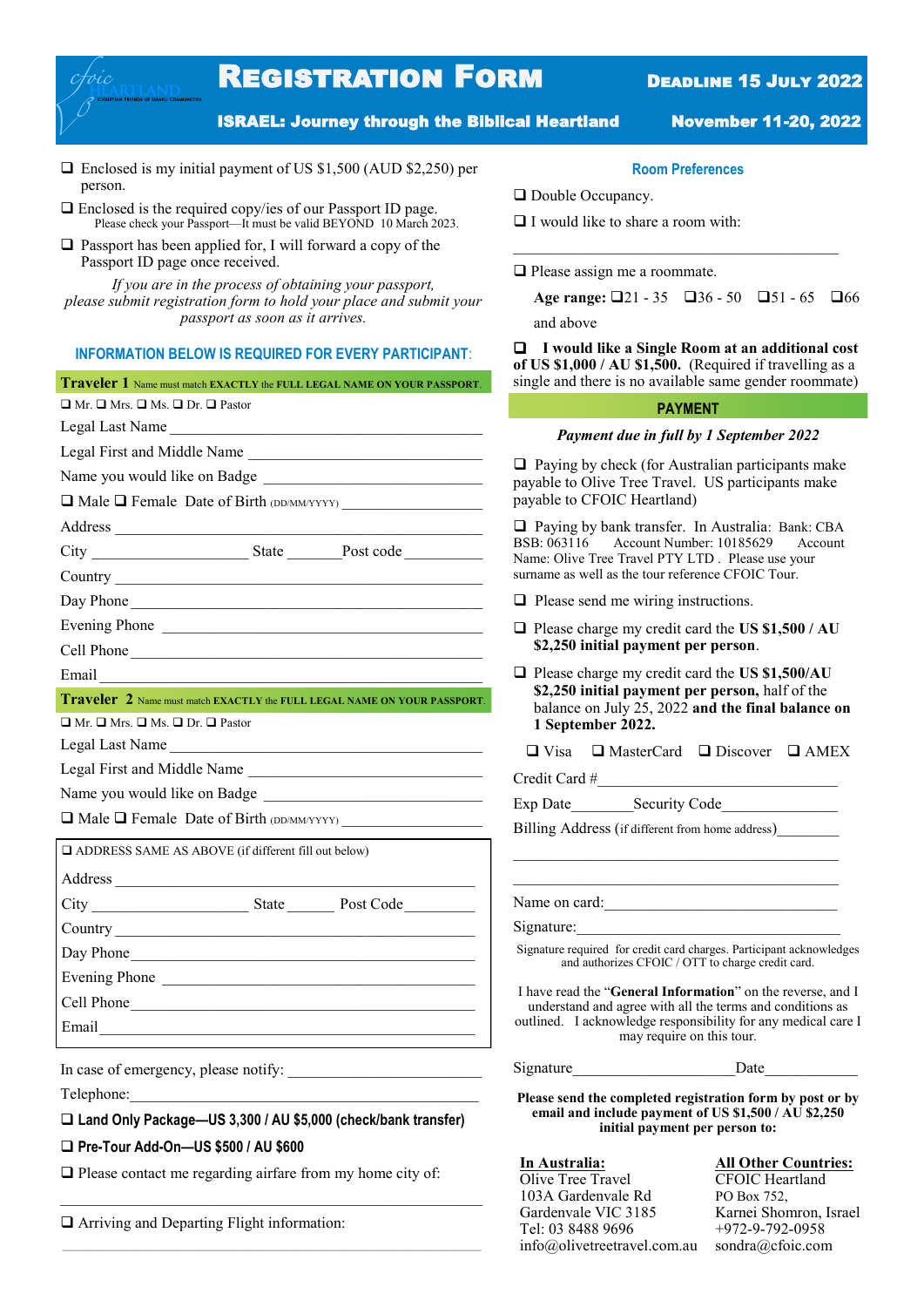# Registration Form

**Deadline 15 July 2022**

## ISRAEL: Journey through the Biblical Heartland

**November 11-20, 2022**

❑ Enclosed is my initial payment of US $1,500 (AUD $2,250) per person.

❑ Enclosed is the required copy/ies of our Passport ID page.
Please check your Passport—It must be valid BEYOND 10 March 2023.

❑ Passport has been applied for, I will forward a copy of the Passport ID page once received.

*If you are in the process of obtaining your passport, please submit registration form to hold your place and submit your passport as soon as it arrives.*

### INFORMATION BELOW IS REQUIRED FOR EVERY PARTICIPANT:

**Traveler 1** Name must match **EXACTLY** the **FULL LEGAL NAME ON YOUR PASSPORT**.

❑ Mr. ❑ Mrs. ❑ Ms. ❑ Dr. ❑ Pastor

Legal Last Name ______________________________

Legal First and Middle Name ______________________________

Name you would like on Badge ______________________________

❑ Male ❑ Female Date of Birth (DD/MM/YYYY) ______________________________

Address ______________________________

City ____________ State ________ Post code ____________

Country ______________________________

Day Phone ______________________________

Evening Phone ______________________________

Cell Phone ______________________________

Email ______________________________

**Traveler 2** Name must match **EXACTLY** the **FULL LEGAL NAME ON YOUR PASSPORT**.

❑ Mr. ❑ Mrs. ❑ Ms. ❑ Dr. ❑ Pastor

Legal Last Name ______________________________

Legal First and Middle Name ______________________________

Name you would like on Badge ______________________________

❑ Male ❑ Female Date of Birth (DD/MM/YYYY) ______________________________

❑ ADDRESS SAME AS ABOVE (if different fill out below)

Address ______________________________

City ____________ State ________ Post Code ____________

Country ______________________________

Day Phone ______________________________

Evening Phone ______________________________

Cell Phone ______________________________

Email ______________________________

In case of emergency, please notify: ______________________________

Telephone: ______________________________

❑ **Land Only Package—US 3,300 / AU $5,000 (check/bank transfer)**

❑ **Pre-Tour Add-On—US $500 / AU $600**

❑ Please contact me regarding airfare from my home city of:

______________________________

❑ Arriving and Departing Flight information:

______________________________

### Room Preferences

❑ Double Occupancy.

❑ I would like to share a room with:

______________________________

❑ Please assign me a roommate.

**Age range:** ❑21 - 35 ❑36 - 50 ❑51 - 65 ❑66 and above

❑ **I would like a Single Room at an additional cost of US $1,000 / AU $1,500.** (Required if travelling as a single and there is no available same gender roommate)

### PAYMENT

***Payment due in full by 1 September 2022***

❑ Paying by check (for Australian participants make payable to Olive Tree Travel. US participants make payable to CFOIC Heartland)

❑ Paying by bank transfer. In Australia: Bank: CBA BSB: 063116 Account Number: 10185629 Account Name: Olive Tree Travel PTY LTD . Please use your surname as well as the tour reference CFOIC Tour.

❑ Please send me wiring instructions.

❑ Please charge my credit card the **US $1,500 / AU $2,250 initial payment per person**.

❑ Please charge my credit card the **US $1,500/AU $2,250 initial payment per person,** half of the balance on July 25, 2022 **and the final balance on 1 September 2022.**

❑ Visa ❑ MasterCard ❑ Discover ❑ AMEX

Credit Card # ______________________________

Exp Date ________ Security Code ____________

Billing Address (if different from home address) ____________

______________________________

______________________________

Name on card: ______________________________

Signature: ______________________________

Signature required for credit card charges. Participant acknowledges and authorizes CFOIC / OTT to charge credit card.

I have read the "**General Information**" on the reverse, and I understand and agree with all the terms and conditions as outlined. I acknowledge responsibility for any medical care I may require on this tour.

Signature ______________________ Date ____________

**Please send the completed registration form by post or by email and include payment of US $1,500 / AU $2,250 initial payment per person to:**

**In Australia:**
Olive Tree Travel
103A Gardenvale Rd
Gardenvale VIC 3185
Tel: 03 8488 9696
info@olivetreetravel.com.au

**All Other Countries:**
CFOIC Heartland
PO Box 752,
Karnei Shomron, Israel
+972-9-792-0958
sondra@cfoic.com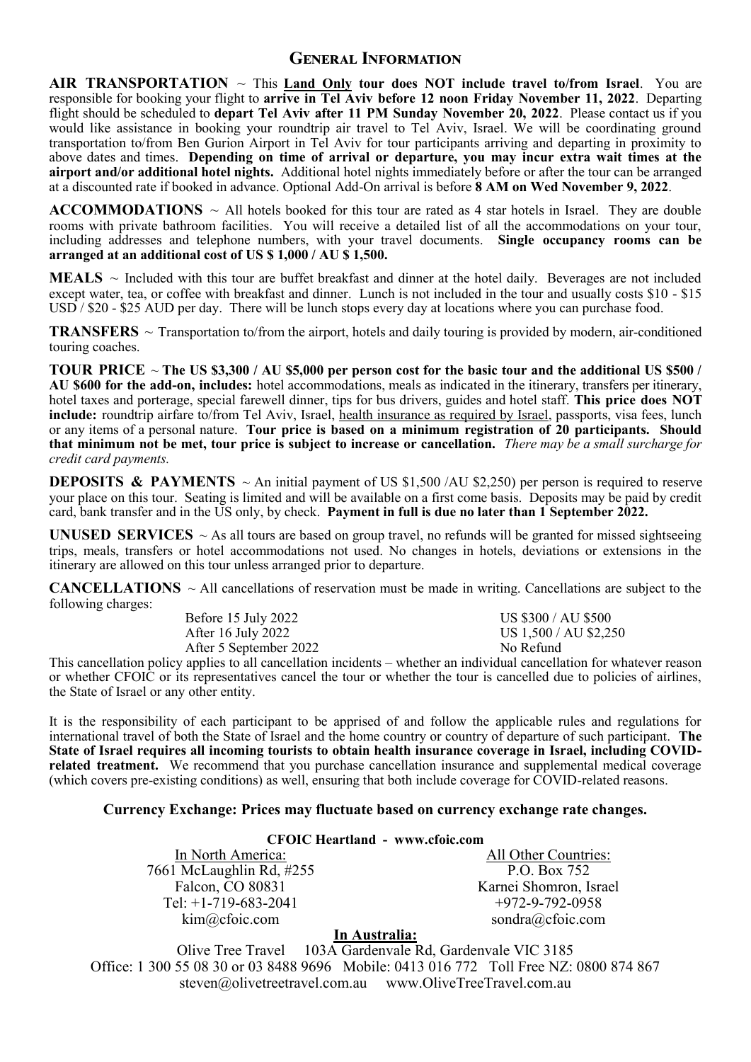## General Information

**AIR TRANSPORTATION** ~ This **Land Only tour does NOT include travel to/from Israel**. You are responsible for booking your flight to **arrive in Tel Aviv before 12 noon Friday November 11, 2022**. Departing flight should be scheduled to **depart Tel Aviv after 11 PM Sunday November 20, 2022**. Please contact us if you would like assistance in booking your roundtrip air travel to Tel Aviv, Israel. We will be coordinating ground transportation to/from Ben Gurion Airport in Tel Aviv for tour participants arriving and departing in proximity to above dates and times. **Depending on time of arrival or departure, you may incur extra wait times at the airport and/or additional hotel nights.** Additional hotel nights immediately before or after the tour can be arranged at a discounted rate if booked in advance. Optional Add-On arrival is before **8 AM on Wed November 9, 2022**.

**ACCOMMODATIONS** ~ All hotels booked for this tour are rated as 4 star hotels in Israel. They are double rooms with private bathroom facilities. You will receive a detailed list of all the accommodations on your tour, including addresses and telephone numbers, with your travel documents. **Single occupancy rooms can be arranged at an additional cost of US $ 1,000 / AU $ 1,500.**

**MEALS** ~ Included with this tour are buffet breakfast and dinner at the hotel daily. Beverages are not included except water, tea, or coffee with breakfast and dinner. Lunch is not included in the tour and usually costs $10 - $15 USD / $20 - $25 AUD per day. There will be lunch stops every day at locations where you can purchase food.

**TRANSFERS** ~ Transportation to/from the airport, hotels and daily touring is provided by modern, air-conditioned touring coaches.

**TOUR PRICE** ~ **The US $3,300 / AU $5,000 per person cost for the basic tour and the additional US $500 / AU $600 for the add-on, includes:** hotel accommodations, meals as indicated in the itinerary, transfers per itinerary, hotel taxes and porterage, special farewell dinner, tips for bus drivers, guides and hotel staff. **This price does NOT include:** roundtrip airfare to/from Tel Aviv, Israel, health insurance as required by Israel, passports, visa fees, lunch or any items of a personal nature. **Tour price is based on a minimum registration of 20 participants. Should that minimum not be met, tour price is subject to increase or cancellation.** *There may be a small surcharge for credit card payments.*

**DEPOSITS & PAYMENTS** ~ An initial payment of US $1,500 /AU $2,250) per person is required to reserve your place on this tour. Seating is limited and will be available on a first come basis. Deposits may be paid by credit card, bank transfer and in the US only, by check. **Payment in full is due no later than 1 September 2022.**

**UNUSED SERVICES** ~ As all tours are based on group travel, no refunds will be granted for missed sightseeing trips, meals, transfers or hotel accommodations not used. No changes in hotels, deviations or extensions in the itinerary are allowed on this tour unless arranged prior to departure.

**CANCELLATIONS** ~ All cancellations of reservation must be made in writing. Cancellations are subject to the following charges:

| | |
|---|---|
| Before 15 July 2022 | US $300 / AU $500 |
| After 16 July 2022 | US 1,500 / AU $2,250 |
| After 5 September 2022 | No Refund |

This cancellation policy applies to all cancellation incidents – whether an individual cancellation for whatever reason or whether CFOIC or its representatives cancel the tour or whether the tour is cancelled due to policies of airlines, the State of Israel or any other entity.

It is the responsibility of each participant to be apprised of and follow the applicable rules and regulations for international travel of both the State of Israel and the home country or country of departure of such participant. **The State of Israel requires all incoming tourists to obtain health insurance coverage in Israel, including COVID-related treatment.** We recommend that you purchase cancellation insurance and supplemental medical coverage (which covers pre-existing conditions) as well, ensuring that both include coverage for COVID-related reasons.

**Currency Exchange: Prices may fluctuate based on currency exchange rate changes.**

**CFOIC Heartland - www.cfoic.com**

In North America:
7661 McLaughlin Rd, #255
Falcon, CO 80831
Tel: +1-719-683-2041
kim@cfoic.com

All Other Countries:
P.O. Box 752
Karnei Shomron, Israel
+972-9-792-0958
sondra@cfoic.com

**In Australia:**
Olive Tree Travel 103A Gardenvale Rd, Gardenvale VIC 3185
Office: 1 300 55 08 30 or 03 8488 9696 Mobile: 0413 016 772 Toll Free NZ: 0800 874 867
steven@olivetreetravel.com.au www.OliveTreeTravel.com.au